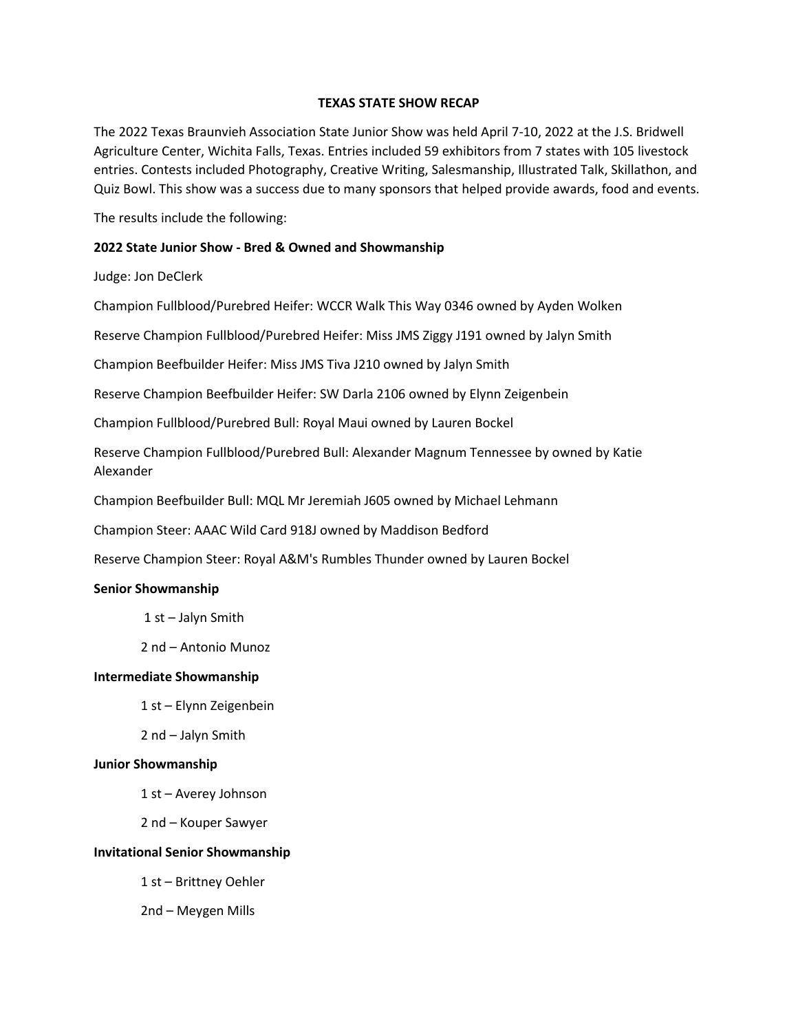# TEXAS STATE SHOW RECAP

The 2022 Texas Braunvieh Association State Junior Show was held April 7-10, 2022 at the J.S. Bridwell Agriculture Center, Wichita Falls, Texas. Entries included 59 exhibitors from 7 states with 105 livestock entries. Contests included Photography, Creative Writing, Salesmanship, Illustrated Talk, Skillathon, and Quiz Bowl. This show was a success due to many sponsors that helped provide awards, food and events.

The results include the following:

**2022 State Junior Show - Bred & Owned and Showmanship**

Judge: Jon DeClerk

Champion Fullblood/Purebred Heifer: WCCR Walk This Way 0346 owned by Ayden Wolken

Reserve Champion Fullblood/Purebred Heifer: Miss JMS Ziggy J191 owned by Jalyn Smith

Champion Beefbuilder Heifer: Miss JMS Tiva J210 owned by Jalyn Smith

Reserve Champion Beefbuilder Heifer: SW Darla 2106 owned by Elynn Zeigenbein

Champion Fullblood/Purebred Bull: Royal Maui owned by Lauren Bockel

Reserve Champion Fullblood/Purebred Bull: Alexander Magnum Tennessee by owned by Katie Alexander

Champion Beefbuilder Bull: MQL Mr Jeremiah J605 owned by Michael Lehmann

Champion Steer: AAAC Wild Card 918J owned by Maddison Bedford

Reserve Champion Steer: Royal A&M's Rumbles Thunder owned by Lauren Bockel

**Senior Showmanship**

1 st – Jalyn Smith

2 nd – Antonio Munoz

**Intermediate Showmanship**

1 st – Elynn Zeigenbein

2 nd – Jalyn Smith

**Junior Showmanship**

1 st – Averey Johnson

2 nd – Kouper Sawyer

**Invitational Senior Showmanship**

1 st – Brittney Oehler

2nd – Meygen Mills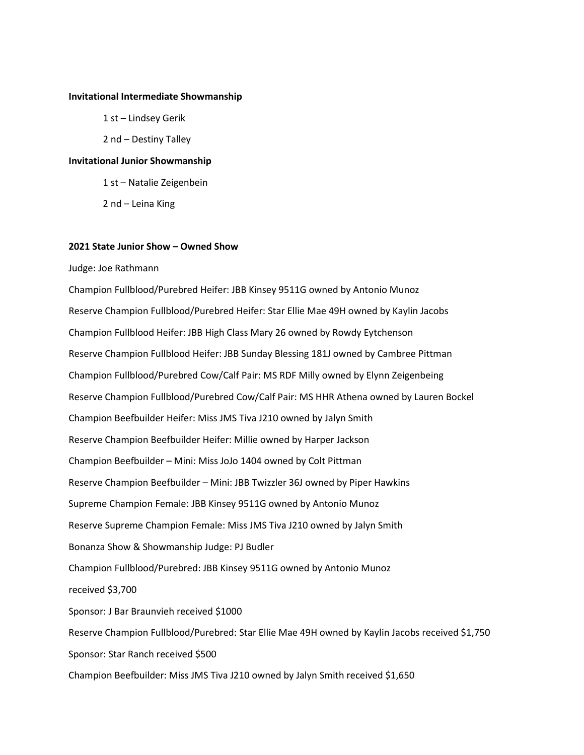**Invitational Intermediate Showmanship**

1 st – Lindsey Gerik

2 nd – Destiny Talley

**Invitational Junior Showmanship**

1 st – Natalie Zeigenbein

2 nd – Leina King

**2021 State Junior Show – Owned Show**

Judge: Joe Rathmann

Champion Fullblood/Purebred Heifer: JBB Kinsey 9511G owned by Antonio Munoz

Reserve Champion Fullblood/Purebred Heifer: Star Ellie Mae 49H owned by Kaylin Jacobs

Champion Fullblood Heifer: JBB High Class Mary 26 owned by Rowdy Eytchenson

Reserve Champion Fullblood Heifer: JBB Sunday Blessing 181J owned by Cambree Pittman

Champion Fullblood/Purebred Cow/Calf Pair: MS RDF Milly owned by Elynn Zeigenbeing

Reserve Champion Fullblood/Purebred Cow/Calf Pair: MS HHR Athena owned by Lauren Bockel

Champion Beefbuilder Heifer: Miss JMS Tiva J210 owned by Jalyn Smith

Reserve Champion Beefbuilder Heifer: Millie owned by Harper Jackson

Champion Beefbuilder – Mini: Miss JoJo 1404 owned by Colt Pittman

Reserve Champion Beefbuilder – Mini: JBB Twizzler 36J owned by Piper Hawkins

Supreme Champion Female: JBB Kinsey 9511G owned by Antonio Munoz

Reserve Supreme Champion Female: Miss JMS Tiva J210 owned by Jalyn Smith

Bonanza Show & Showmanship Judge: PJ Budler

Champion Fullblood/Purebred: JBB Kinsey 9511G owned by Antonio Munoz

received $3,700

Sponsor: J Bar Braunvieh received $1000

Reserve Champion Fullblood/Purebred: Star Ellie Mae 49H owned by Kaylin Jacobs received $1,750

Sponsor: Star Ranch received $500

Champion Beefbuilder: Miss JMS Tiva J210 owned by Jalyn Smith received $1,650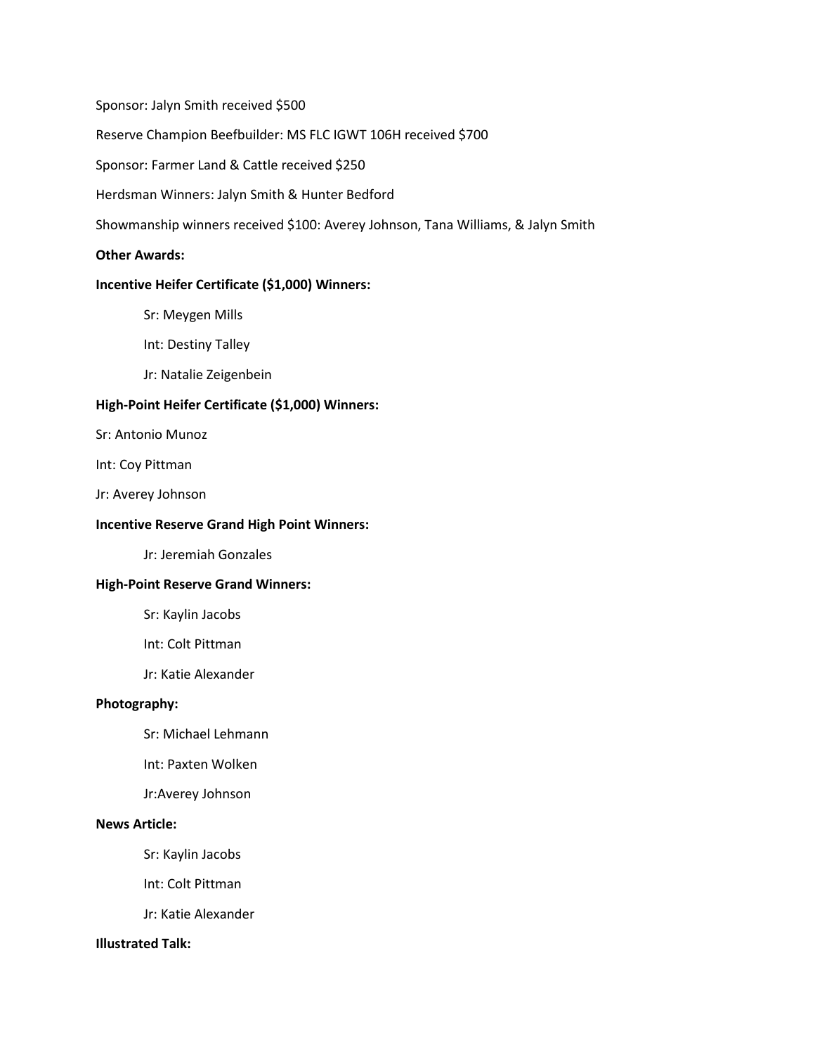Sponsor: Jalyn Smith received $500

Reserve Champion Beefbuilder: MS FLC IGWT 106H received $700

Sponsor: Farmer Land & Cattle received $250

Herdsman Winners: Jalyn Smith & Hunter Bedford

Showmanship winners received $100: Averey Johnson, Tana Williams, & Jalyn Smith

**Other Awards:**

**Incentive Heifer Certificate ($1,000) Winners:**

Sr: Meygen Mills

Int: Destiny Talley

Jr: Natalie Zeigenbein

**High-Point Heifer Certificate ($1,000) Winners:**

Sr: Antonio Munoz

Int: Coy Pittman

Jr: Averey Johnson

**Incentive Reserve Grand High Point Winners:**

Jr: Jeremiah Gonzales

**High-Point Reserve Grand Winners:**

Sr: Kaylin Jacobs

Int: Colt Pittman

Jr: Katie Alexander

**Photography:**

Sr: Michael Lehmann

Int: Paxten Wolken

Jr:Averey Johnson

**News Article:**

Sr: Kaylin Jacobs

Int: Colt Pittman

Jr: Katie Alexander

**Illustrated Talk:**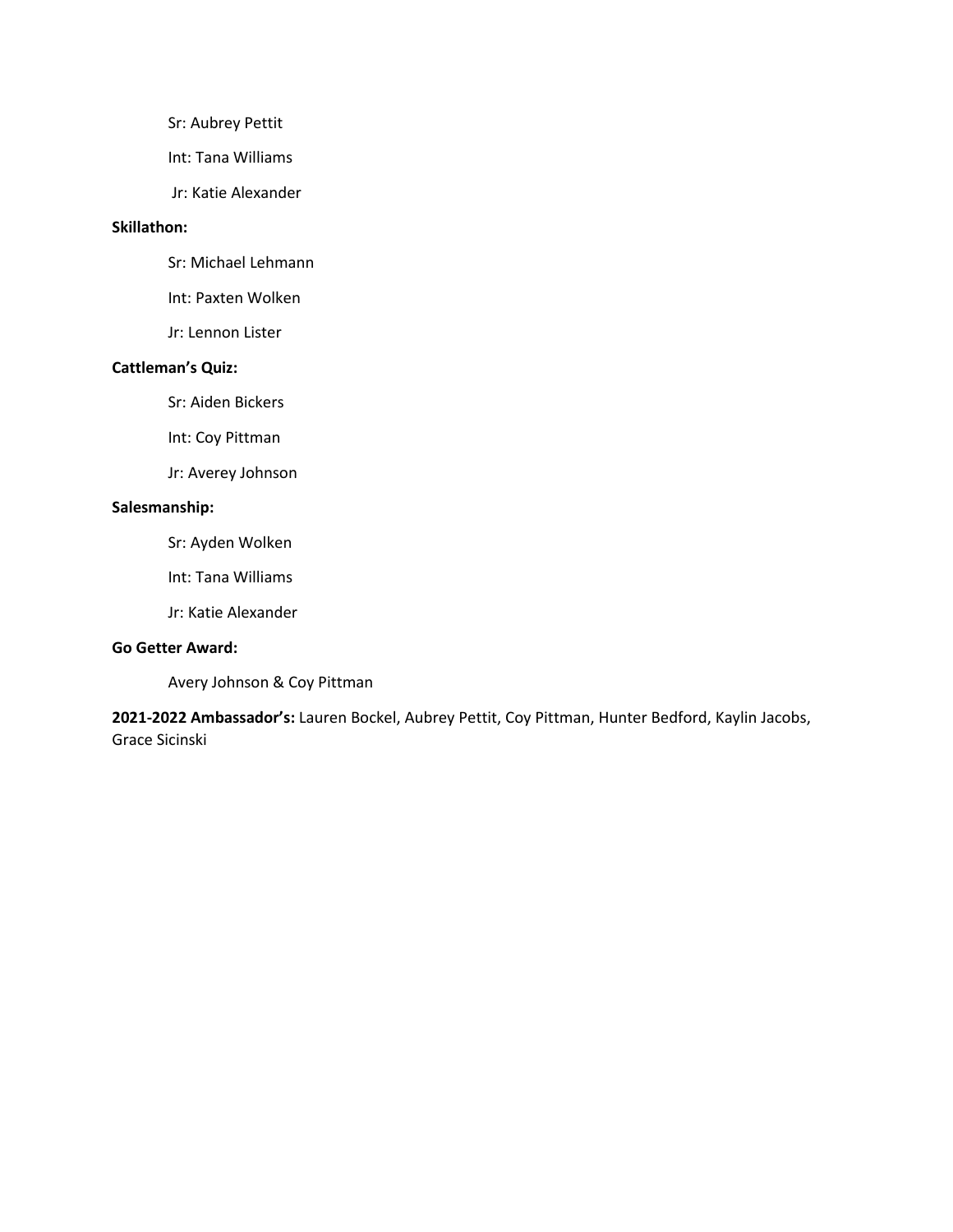Sr: Aubrey Pettit

Int: Tana Williams

Jr: Katie Alexander

**Skillathon:**

Sr: Michael Lehmann

Int: Paxten Wolken

Jr: Lennon Lister

**Cattleman's Quiz:**

Sr: Aiden Bickers

Int: Coy Pittman

Jr: Averey Johnson

**Salesmanship:**

Sr: Ayden Wolken

Int: Tana Williams

Jr: Katie Alexander

**Go Getter Award:**

Avery Johnson & Coy Pittman

**2021-2022 Ambassador's:** Lauren Bockel, Aubrey Pettit, Coy Pittman, Hunter Bedford, Kaylin Jacobs, Grace Sicinski